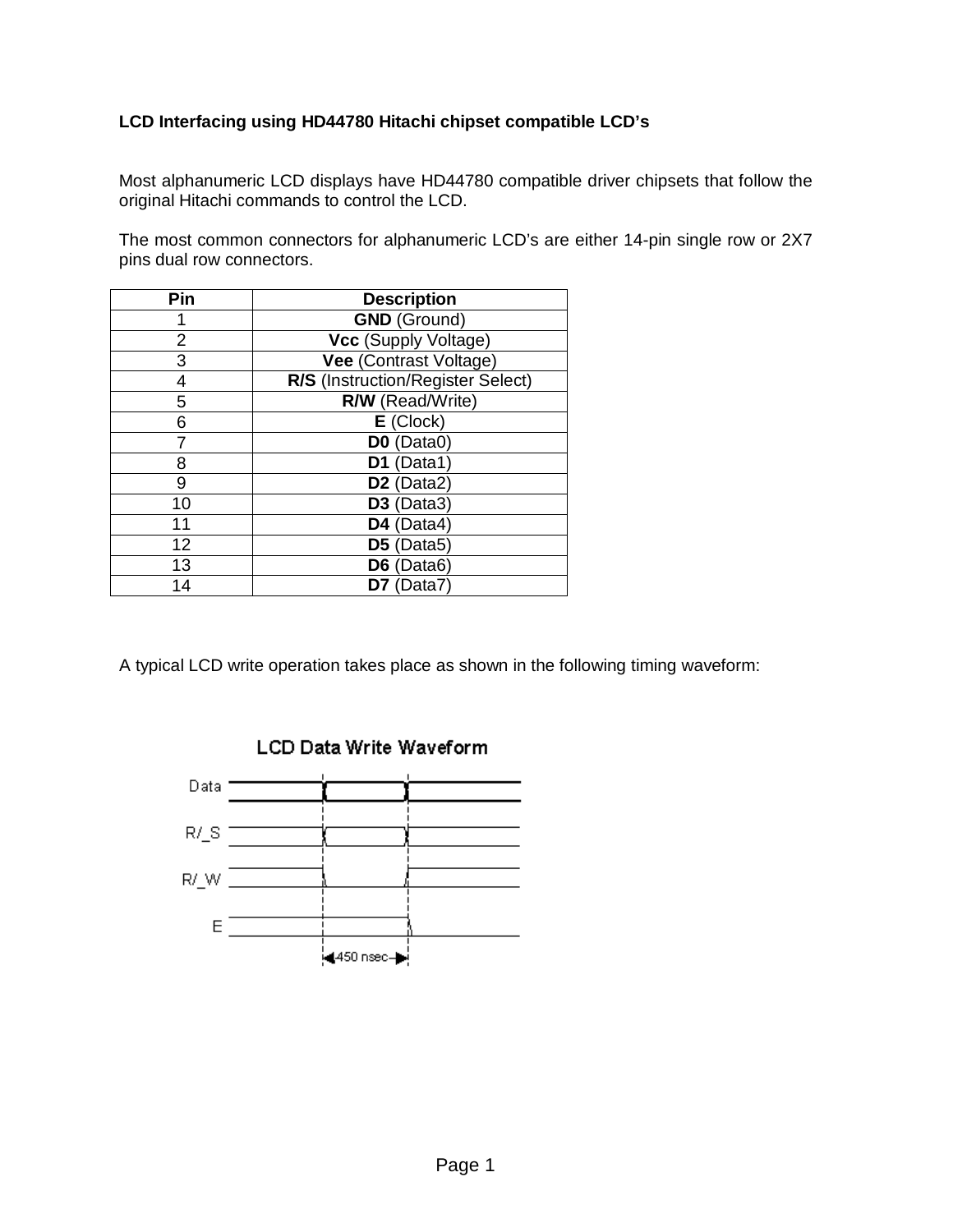**LCD Interfacing using HD44780 Hitachi chipset compatible LCD's**

Most alphanumeric LCD displays have HD44780 compatible driver chipsets that follow the original Hitachi commands to control the LCD.

The most common connectors for alphanumeric LCD's are either 14-pin single row or 2X7 pins dual row connectors.

| Pin | Description |
|---|---|
| 1 | **GND** (Ground) |
| 2 | **Vcc** (Supply Voltage) |
| 3 | **Vee** (Contrast Voltage) |
| 4 | **R/S** (Instruction/Register Select) |
| 5 | **R/W** (Read/Write) |
| 6 | **E** (Clock) |
| 7 | **D0** (Data0) |
| 8 | **D1** (Data1) |
| 9 | **D2** (Data2) |
| 10 | **D3** (Data3) |
| 11 | **D4** (Data4) |
| 12 | **D5** (Data5) |
| 13 | **D6** (Data6) |
| 14 | **D7** (Data7) |

A typical LCD write operation takes place as shown in the following timing waveform:

**LCD Data Write Waveform**

Data

R/_S

R/_W

E

450 nsec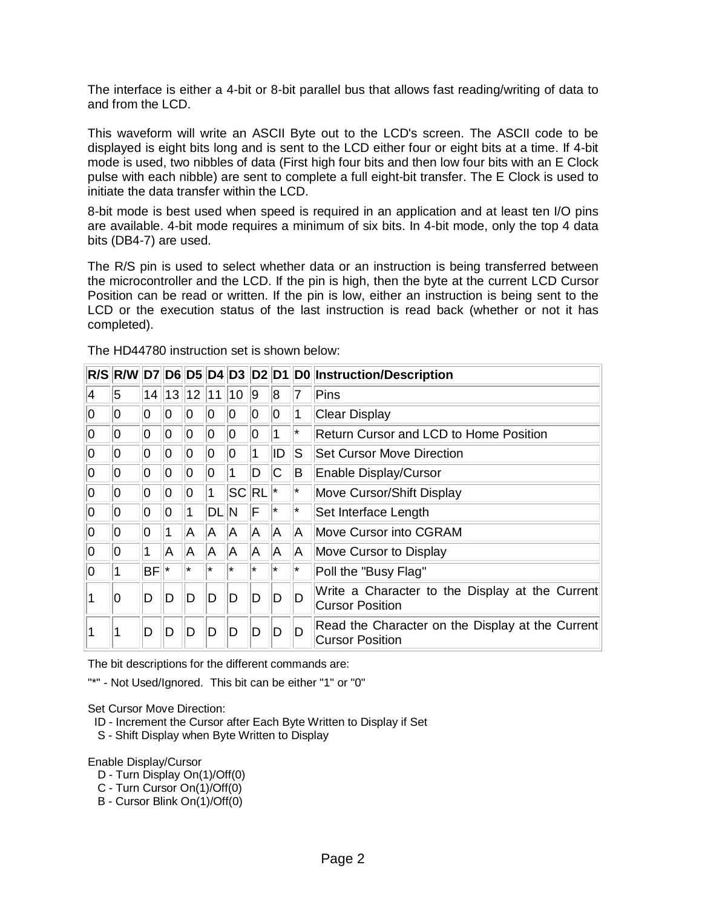The interface is either a 4-bit or 8-bit parallel bus that allows fast reading/writing of data to and from the LCD.

This waveform will write an ASCII Byte out to the LCD's screen. The ASCII code to be displayed is eight bits long and is sent to the LCD either four or eight bits at a time. If 4-bit mode is used, two nibbles of data (First high four bits and then low four bits with an E Clock pulse with each nibble) are sent to complete a full eight-bit transfer. The E Clock is used to initiate the data transfer within the LCD.

8-bit mode is best used when speed is required in an application and at least ten I/O pins are available. 4-bit mode requires a minimum of six bits. In 4-bit mode, only the top 4 data bits (DB4-7) are used.

The R/S pin is used to select whether data or an instruction is being transferred between the microcontroller and the LCD. If the pin is high, then the byte at the current LCD Cursor Position can be read or written. If the pin is low, either an instruction is being sent to the LCD or the execution status of the last instruction is read back (whether or not it has completed).

The HD44780 instruction set is shown below:

| R/S | R/W | D7 | D6 | D5 | D4 | D3 | D2 | D1 | D0 | Instruction/Description |
|---|---|---|---|---|---|---|---|---|---|---|
| 4 | 5 | 14 | 13 | 12 | 11 | 10 | 9 | 8 | 7 | Pins |
| 0 | 0 | 0 | 0 | 0 | 0 | 0 | 0 | 0 | 1 | Clear Display |
| 0 | 0 | 0 | 0 | 0 | 0 | 0 | 0 | 1 | * | Return Cursor and LCD to Home Position |
| 0 | 0 | 0 | 0 | 0 | 0 | 0 | 1 | ID | S | Set Cursor Move Direction |
| 0 | 0 | 0 | 0 | 0 | 0 | 1 | D | C | B | Enable Display/Cursor |
| 0 | 0 | 0 | 0 | 0 | 1 | SC | RL | * | * | Move Cursor/Shift Display |
| 0 | 0 | 0 | 0 | 1 | DL | N | F | * | * | Set Interface Length |
| 0 | 0 | 0 | 1 | A | A | A | A | A | A | Move Cursor into CGRAM |
| 0 | 0 | 1 | A | A | A | A | A | A | A | Move Cursor to Display |
| 0 | 1 | BF | * | * | * | * | * | * | * | Poll the "Busy Flag" |
| 1 | 0 | D | D | D | D | D | D | D | D | Write a Character to the Display at the Current Cursor Position |
| 1 | 1 | D | D | D | D | D | D | D | D | Read the Character on the Display at the Current Cursor Position |

The bit descriptions for the different commands are:

"*" - Not Used/Ignored. This bit can be either "1" or "0"

Set Cursor Move Direction:
- ID - Increment the Cursor after Each Byte Written to Display if Set
- S - Shift Display when Byte Written to Display

Enable Display/Cursor
- D - Turn Display On(1)/Off(0)
- C - Turn Cursor On(1)/Off(0)
- B - Cursor Blink On(1)/Off(0)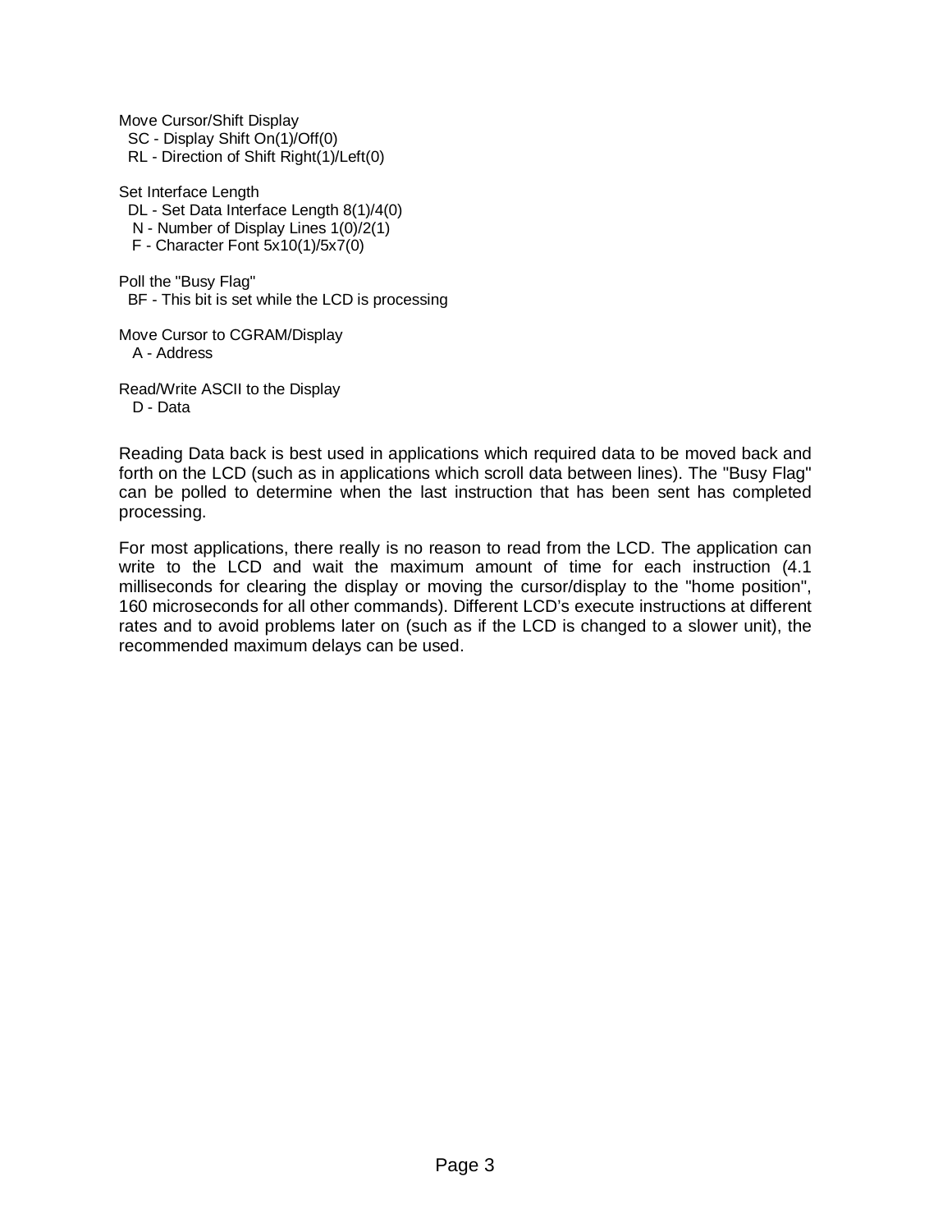Move Cursor/Shift Display
  SC - Display Shift On(1)/Off(0)
  RL - Direction of Shift Right(1)/Left(0)

Set Interface Length
  DL - Set Data Interface Length 8(1)/4(0)
  N - Number of Display Lines 1(0)/2(1)
  F - Character Font 5x10(1)/5x7(0)

Poll the "Busy Flag"
  BF - This bit is set while the LCD is processing

Move Cursor to CGRAM/Display
  A - Address

Read/Write ASCII to the Display
  D - Data

Reading Data back is best used in applications which required data to be moved back and forth on the LCD (such as in applications which scroll data between lines). The "Busy Flag" can be polled to determine when the last instruction that has been sent has completed processing.

For most applications, there really is no reason to read from the LCD. The application can write to the LCD and wait the maximum amount of time for each instruction (4.1 milliseconds for clearing the display or moving the cursor/display to the "home position", 160 microseconds for all other commands). Different LCD's execute instructions at different rates and to avoid problems later on (such as if the LCD is changed to a slower unit), the recommended maximum delays can be used.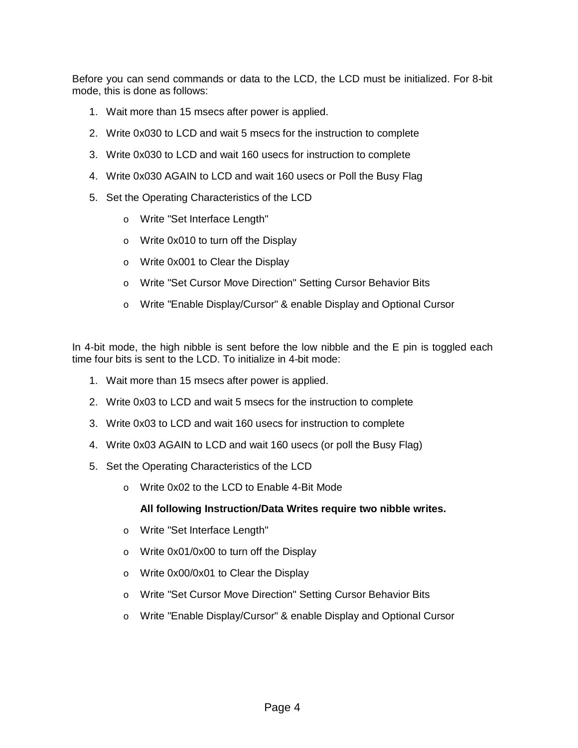Before you can send commands or data to the LCD, the LCD must be initialized. For 8-bit mode, this is done as follows:

1. Wait more than 15 msecs after power is applied.
2. Write 0x030 to LCD and wait 5 msecs for the instruction to complete
3. Write 0x030 to LCD and wait 160 usecs for instruction to complete
4. Write 0x030 AGAIN to LCD and wait 160 usecs or Poll the Busy Flag
5. Set the Operating Characteristics of the LCD
    - Write "Set Interface Length"
    - Write 0x010 to turn off the Display
    - Write 0x001 to Clear the Display
    - Write "Set Cursor Move Direction" Setting Cursor Behavior Bits
    - Write "Enable Display/Cursor" & enable Display and Optional Cursor

In 4-bit mode, the high nibble is sent before the low nibble and the E pin is toggled each time four bits is sent to the LCD. To initialize in 4-bit mode:

1. Wait more than 15 msecs after power is applied.
2. Write 0x03 to LCD and wait 5 msecs for the instruction to complete
3. Write 0x03 to LCD and wait 160 usecs for instruction to complete
4. Write 0x03 AGAIN to LCD and wait 160 usecs (or poll the Busy Flag)
5. Set the Operating Characteristics of the LCD
    - Write 0x02 to the LCD to Enable 4-Bit Mode

      **All following Instruction/Data Writes require two nibble writes.**
    - Write "Set Interface Length"
    - Write 0x01/0x00 to turn off the Display
    - Write 0x00/0x01 to Clear the Display
    - Write "Set Cursor Move Direction" Setting Cursor Behavior Bits
    - Write "Enable Display/Cursor" & enable Display and Optional Cursor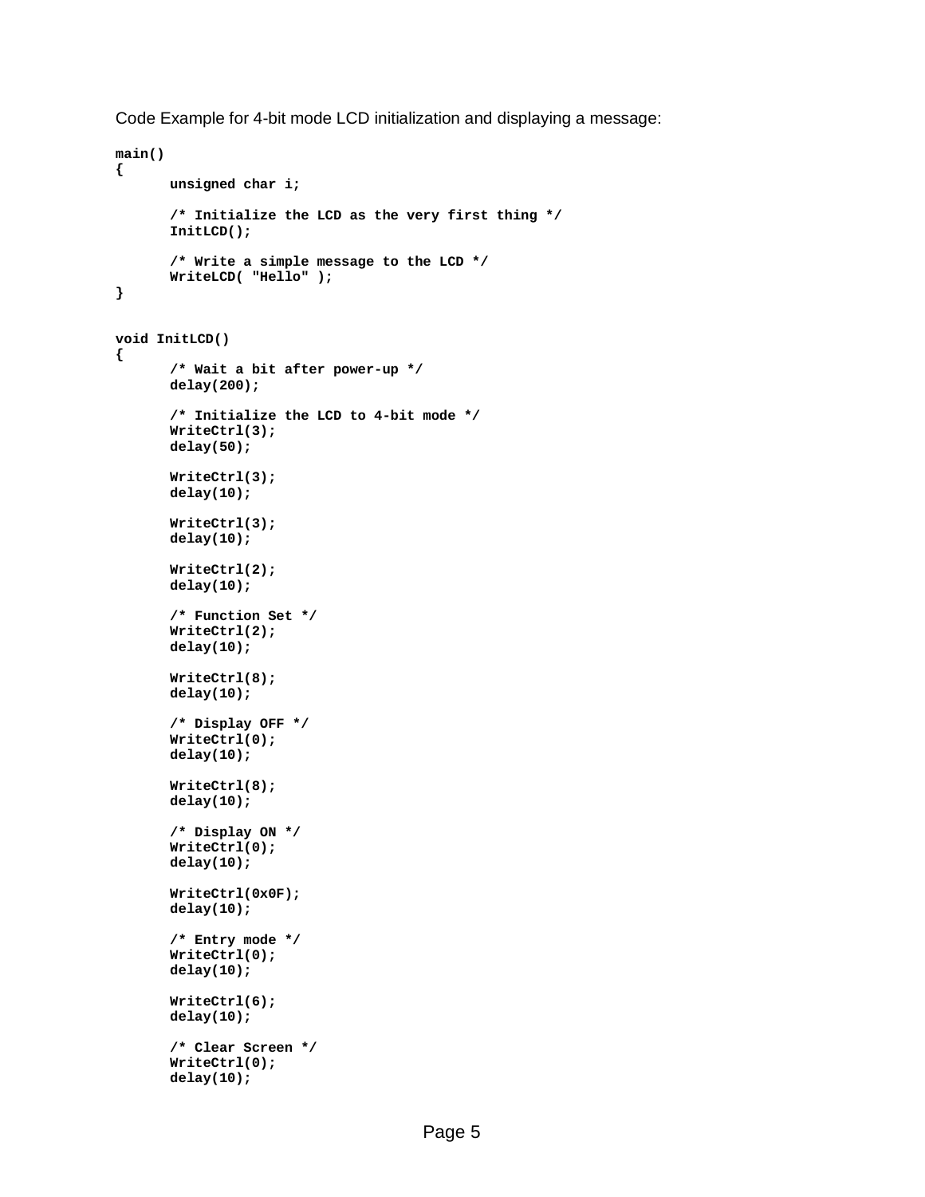Code Example for 4-bit mode LCD initialization and displaying a message:

```
main()
{
       unsigned char i;

       /* Initialize the LCD as the very first thing */
       InitLCD();

       /* Write a simple message to the LCD */
       WriteLCD( "Hello" );
}


void InitLCD()
{
       /* Wait a bit after power-up */
       delay(200);

       /* Initialize the LCD to 4-bit mode */
       WriteCtrl(3);
       delay(50);

       WriteCtrl(3);
       delay(10);

       WriteCtrl(3);
       delay(10);

       WriteCtrl(2);
       delay(10);

       /* Function Set */
       WriteCtrl(2);
       delay(10);

       WriteCtrl(8);
       delay(10);

       /* Display OFF */
       WriteCtrl(0);
       delay(10);

       WriteCtrl(8);
       delay(10);

       /* Display ON */
       WriteCtrl(0);
       delay(10);

       WriteCtrl(0x0F);
       delay(10);

       /* Entry mode */
       WriteCtrl(0);
       delay(10);

       WriteCtrl(6);
       delay(10);

       /* Clear Screen */
       WriteCtrl(0);
       delay(10);
```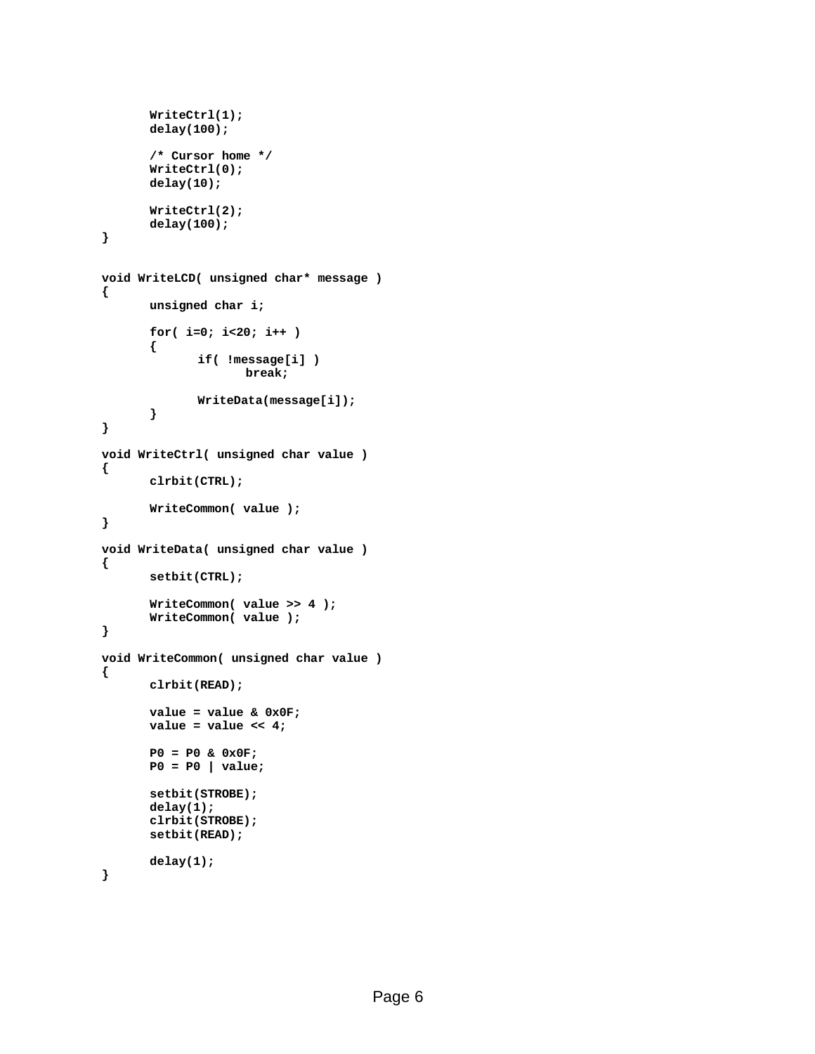```
    WriteCtrl(1);
    delay(100);

    /* Cursor home */
    WriteCtrl(0);
    delay(10);

    WriteCtrl(2);
    delay(100);
}


void WriteLCD( unsigned char* message )
{
    unsigned char i;

    for( i=0; i<20; i++ )
    {
        if( !message[i] )
            break;

        WriteData(message[i]);
    }
}

void WriteCtrl( unsigned char value )
{
    clrbit(CTRL);

    WriteCommon( value );
}

void WriteData( unsigned char value )
{
    setbit(CTRL);

    WriteCommon( value >> 4 );
    WriteCommon( value );
}

void WriteCommon( unsigned char value )
{
    clrbit(READ);

    value = value & 0x0F;
    value = value << 4;

    P0 = P0 & 0x0F;
    P0 = P0 | value;

    setbit(STROBE);
    delay(1);
    clrbit(STROBE);
    setbit(READ);

    delay(1);
}
```